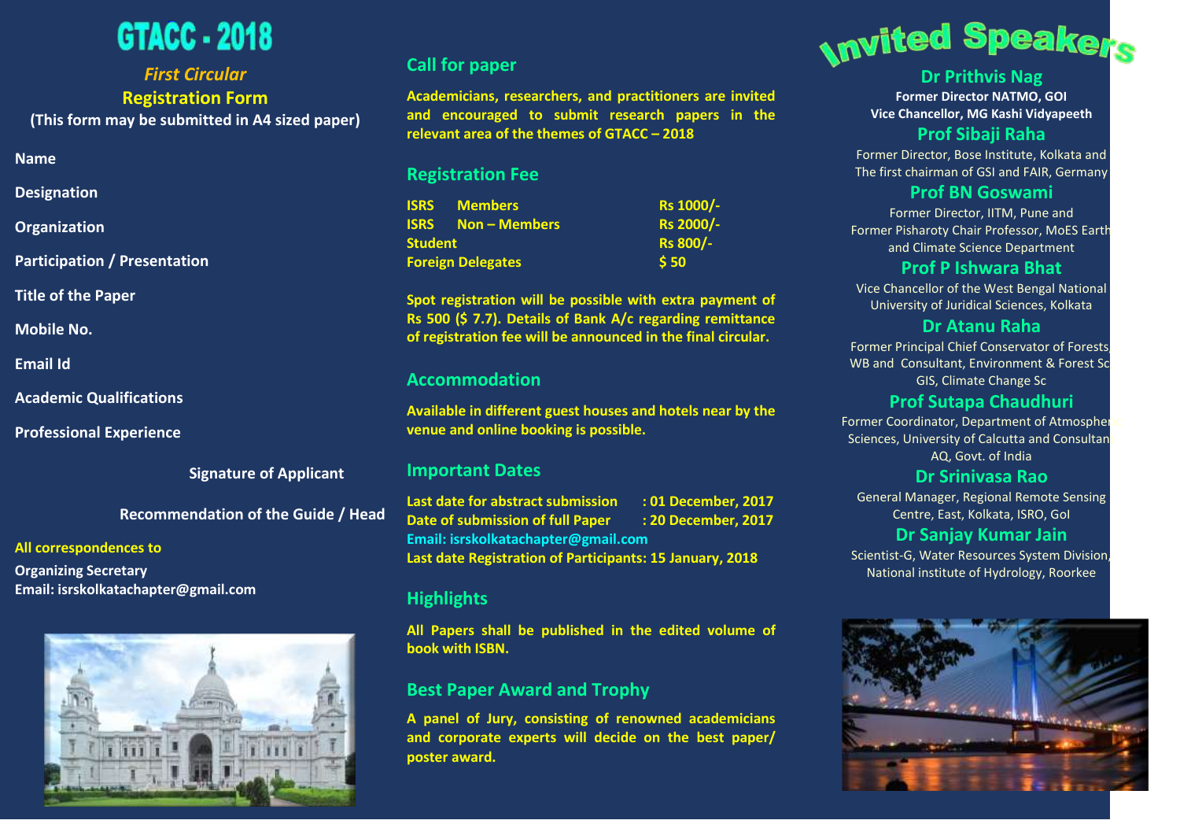# GTACC - 2018

*First Circular*

**Registration Form**

**(This form may be submitted in A4 sized paper)**

**Name**

**Designation**

**Organization**

**Participation / Presentation**

**Title of the Paper**

**Mobile No.**

**Email Id**

**Academic Qualifications**

**Professional Experience**

**Signature of Applicant**

**Recommendation of the Guide / Head**

**All correspondences to**

**Organizing Secretary**
**Email: isrskolkatachapter@gmail.com**

## Call for paper

Academicians, researchers, and practitioners are invited and encouraged to submit research papers in the relevant area of the themes of GTACC – 2018

## Registration Fee

| | |
|---|---|
| ISRS Members | Rs 1000/- |
| ISRS Non – Members | Rs 2000/- |
| Student | Rs 800/- |
| Foreign Delegates | $ 50 |

Spot registration will be possible with extra payment of Rs 500 ($ 7.7). Details of Bank A/c regarding remittance of registration fee will be announced in the final circular.

## Accommodation

Available in different guest houses and hotels near by the venue and online booking is possible.

## Important Dates

Last date for abstract submission : 01 December, 2017
Date of submission of full Paper : 20 December, 2017
Email: isrskolkatachapter@gmail.com
Last date Registration of Participants: 15 January, 2018

## Highlights

All Papers shall be published in the edited volume of book with ISBN.

## Best Paper Award and Trophy

A panel of Jury, consisting of renowned academicians and corporate experts will decide on the best paper/ poster award.

## Invited Speakers

**Dr Prithvis Nag**
**Former Director NATMO, GOI**
**Vice Chancellor, MG Kashi Vidyapeeth**

**Prof Sibaji Raha**
Former Director, Bose Institute, Kolkata and The first chairman of GSI and FAIR, Germany

**Prof BN Goswami**
Former Director, IITM, Pune and Former Pisharoty Chair Professor, MoES Earth and Climate Science Department

**Prof P Ishwara Bhat**
Vice Chancellor of the West Bengal National University of Juridical Sciences, Kolkata

**Dr Atanu Raha**
Former Principal Chief Conservator of Forests, WB and Consultant, Environment & Forest Sc GIS, Climate Change Sc

**Prof Sutapa Chaudhuri**
Former Coordinator, Department of Atmospheric Sciences, University of Calcutta and Consultant AQ, Govt. of India

**Dr Srinivasa Rao**
General Manager, Regional Remote Sensing Centre, East, Kolkata, ISRO, GoI

**Dr Sanjay Kumar Jain**
Scientist-G, Water Resources System Division, National institute of Hydrology, Roorkee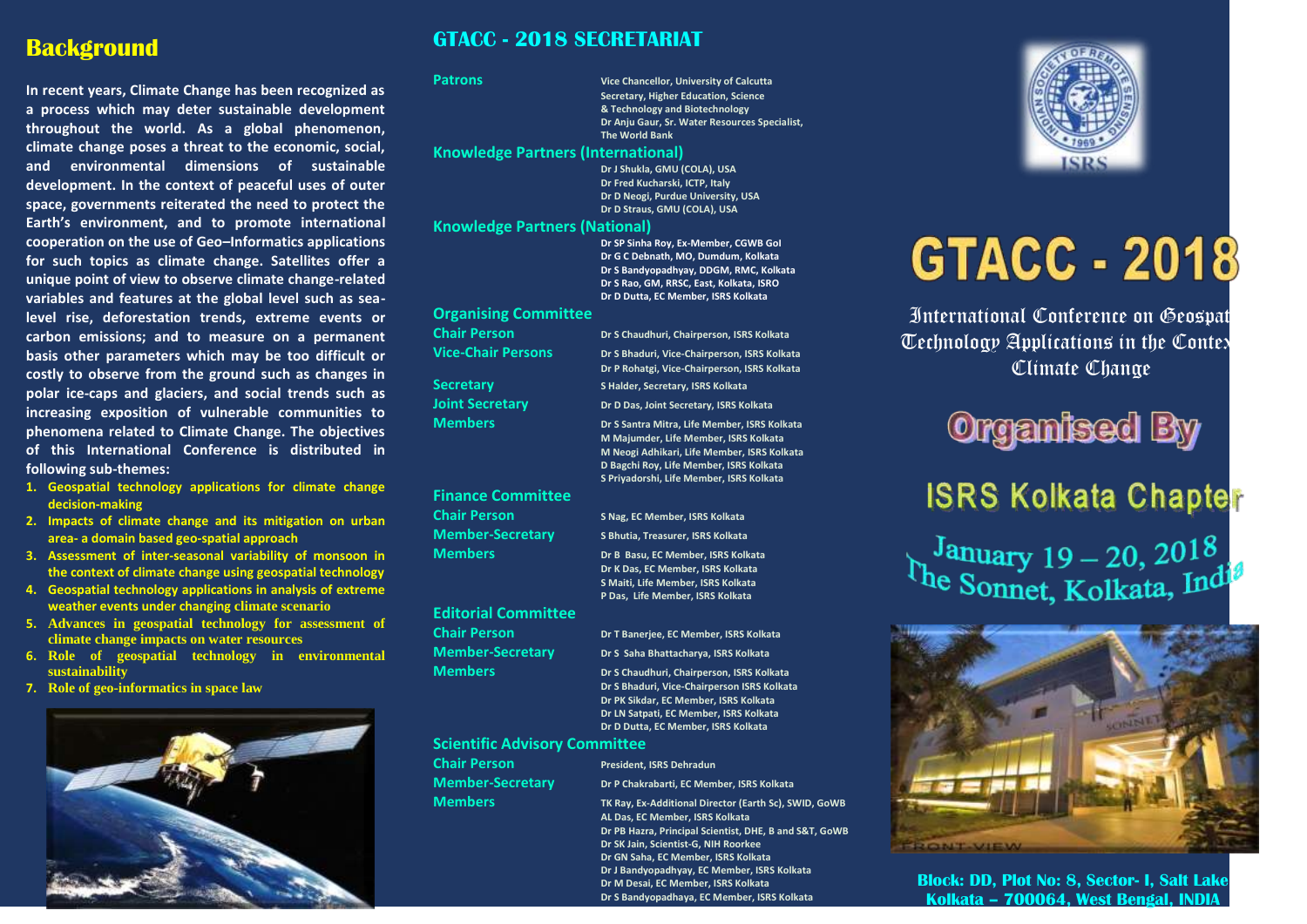## Background

**In recent years, Climate Change has been recognized as a process which may deter sustainable development throughout the world. As a global phenomenon, climate change poses a threat to the economic, social, and environmental dimensions of sustainable development. In the context of peaceful uses of outer space, governments reiterated the need to protect the Earth's environment, and to promote international cooperation on the use of Geo–Informatics applications for such topics as climate change. Satellites offer a unique point of view to observe climate change-related variables and features at the global level such as sea-level rise, deforestation trends, extreme events or carbon emissions; and to measure on a permanent basis other parameters which may be too difficult or costly to observe from the ground such as changes in polar ice-caps and glaciers, and social trends such as increasing exposition of vulnerable communities to phenomena related to Climate Change. The objectives of this International Conference is distributed in following sub-themes:**

1. **Geospatial technology applications for climate change decision-making**
2. **Impacts of climate change and its mitigation on urban area- a domain based geo-spatial approach**
3. **Assessment of inter-seasonal variability of monsoon in the context of climate change using geospatial technology**
4. **Geospatial technology applications in analysis of extreme weather events under changing climate scenario**
5. **Advances in geospatial technology for assessment of climate change impacts on water resources**
6. **Role of geospatial technology in environmental sustainability**
7. **Role of geo-informatics in space law**

## GTACC - 2018 SECRETARIAT

**Patrons**
- Vice Chancellor, University of Calcutta
- Secretary, Higher Education, Science & Technology and Biotechnology
- Dr Anju Gaur, Sr. Water Resources Specialist, The World Bank

**Knowledge Partners (International)**
- Dr J Shukla, GMU (COLA), USA
- Dr Fred Kucharski, ICTP, Italy
- Dr D Neogi, Purdue University, USA
- Dr D Straus, GMU (COLA), USA

**Knowledge Partners (National)**
- Dr SP Sinha Roy, Ex-Member, CGWB GoI
- Dr G C Debnath, MO, Dumdum, Kolkata
- Dr S Bandyopadhyay, DDGM, RMC, Kolkata
- Dr S Rao, GM, RRSC, East, Kolkata, ISRO
- Dr D Dutta, EC Member, ISRS Kolkata

**Organising Committee**
- **Chair Person:** Dr S Chaudhuri, Chairperson, ISRS Kolkata
- **Vice-Chair Persons:** Dr S Bhaduri, Vice-Chairperson, ISRS Kolkata; Dr P Rohatgi, Vice-Chairperson, ISRS Kolkata
- **Secretary:** S Halder, Secretary, ISRS Kolkata
- **Joint Secretary:** Dr D Das, Joint Secretary, ISRS Kolkata
- **Members:** Dr S Santra Mitra, Life Member, ISRS Kolkata; M Majumder, Life Member, ISRS Kolkata; M Neogi Adhikari, Life Member, ISRS Kolkata; D Bagchi Roy, Life Member, ISRS Kolkata; S Priyadorshi, Life Member, ISRS Kolkata

**Finance Committee**
- **Chair Person:** S Nag, EC Member, ISRS Kolkata
- **Member-Secretary:** S Bhutia, Treasurer, ISRS Kolkata
- **Members:** Dr B Basu, EC Member, ISRS Kolkata; Dr K Das, EC Member, ISRS Kolkata; S Maiti, Life Member, ISRS Kolkata; P Das, Life Member, ISRS Kolkata

**Editorial Committee**
- **Chair Person:** Dr T Banerjee, EC Member, ISRS Kolkata
- **Member-Secretary:** Dr S Saha Bhattacharya, ISRS Kolkata
- **Members:** Dr S Chaudhuri, Chairperson, ISRS Kolkata; Dr S Bhaduri, Vice-Chairperson ISRS Kolkata; Dr PK Sikdar, EC Member, ISRS Kolkata; Dr LN Satpati, EC Member, ISRS Kolkata; Dr D Dutta, EC Member, ISRS Kolkata

**Scientific Advisory Committee**
- **Chair Person:** President, ISRS Dehradun
- **Member-Secretary:** Dr P Chakrabarti, EC Member, ISRS Kolkata
- **Members:** TK Ray, Ex-Additional Director (Earth Sc), SWID, GoWB; AL Das, EC Member, ISRS Kolkata; Dr PB Hazra, Principal Scientist, DHE, B and S&T, GoWB; Dr SK Jain, Scientist-G, NIH Roorkee; Dr GN Saha, EC Member, ISRS Kolkata; Dr J Bandyopadhyay, EC Member, ISRS Kolkata; Dr M Desai, EC Member, ISRS Kolkata; Dr S Bandyopadhaya, EC Member, ISRS Kolkata

# GTACC - 2018

International Conference on Geospatial Technology Applications in the Context of Climate Change

**Organised By**

**ISRS Kolkata Chapter**

January 19 – 20, 2018

The Sonnet, Kolkata, India

**Block: DD, Plot No: 8, Sector- I, Salt Lake**
**Kolkata – 700064, West Bengal, INDIA**